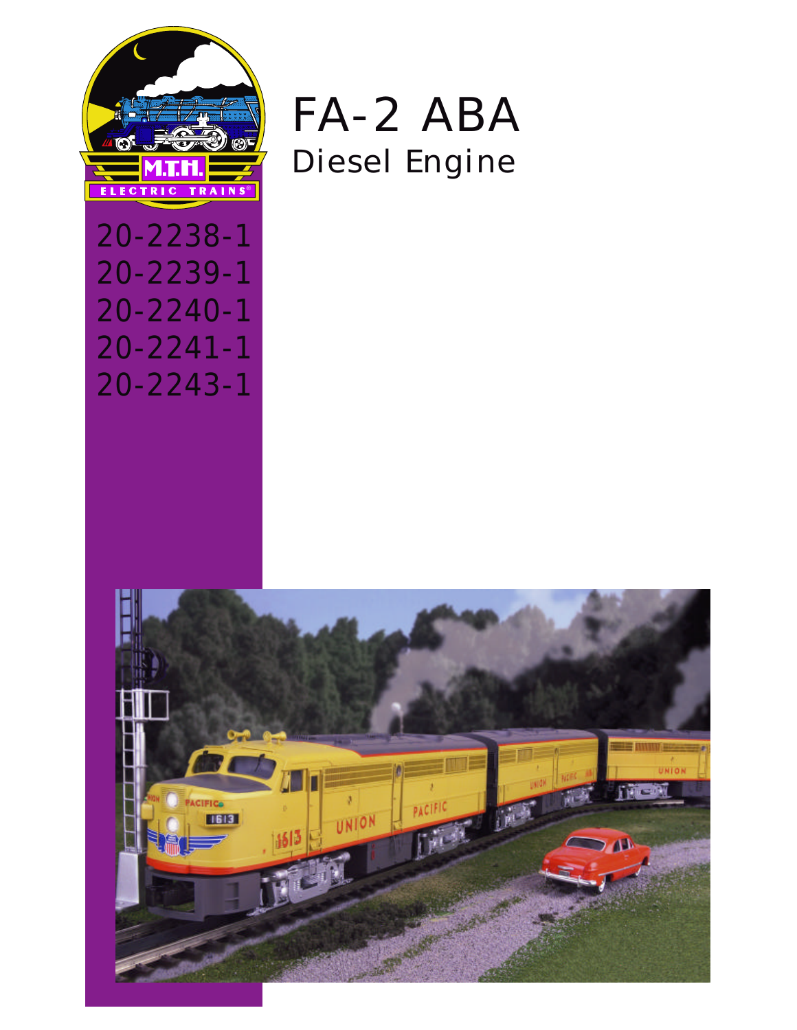M.T.H. ELECTRIC TRAINS®

# FA-2 ABA

## Diesel Engine

20-2238-1
20-2239-1
20-2240-1
20-2241-1
20-2243-1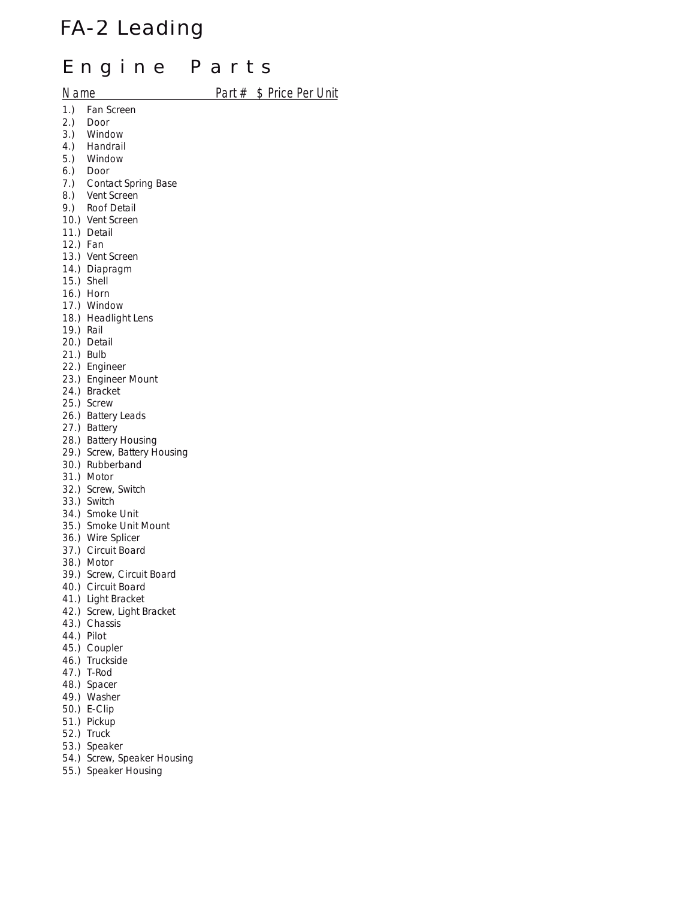# FA-2 Leading

## Engine Parts

| Name | Part # | $ Price Per Unit |
|---|---|---|
| 1.) Fan Screen | | |
| 2.) Door | | |
| 3.) Window | | |
| 4.) Handrail | | |
| 5.) Window | | |
| 6.) Door | | |
| 7.) Contact Spring Base | | |
| 8.) Vent Screen | | |
| 9.) Roof Detail | | |
| 10.) Vent Screen | | |
| 11.) Detail | | |
| 12.) Fan | | |
| 13.) Vent Screen | | |
| 14.) Diapragm | | |
| 15.) Shell | | |
| 16.) Horn | | |
| 17.) Window | | |
| 18.) Headlight Lens | | |
| 19.) Rail | | |
| 20.) Detail | | |
| 21.) Bulb | | |
| 22.) Engineer | | |
| 23.) Engineer Mount | | |
| 24.) Bracket | | |
| 25.) Screw | | |
| 26.) Battery Leads | | |
| 27.) Battery | | |
| 28.) Battery Housing | | |
| 29.) Screw, Battery Housing | | |
| 30.) Rubberband | | |
| 31.) Motor | | |
| 32.) Screw, Switch | | |
| 33.) Switch | | |
| 34.) Smoke Unit | | |
| 35.) Smoke Unit Mount | | |
| 36.) Wire Splicer | | |
| 37.) Circuit Board | | |
| 38.) Motor | | |
| 39.) Screw, Circuit Board | | |
| 40.) Circuit Board | | |
| 41.) Light Bracket | | |
| 42.) Screw, Light Bracket | | |
| 43.) Chassis | | |
| 44.) Pilot | | |
| 45.) Coupler | | |
| 46.) Truckside | | |
| 47.) T-Rod | | |
| 48.) Spacer | | |
| 49.) Washer | | |
| 50.) E-Clip | | |
| 51.) Pickup | | |
| 52.) Truck | | |
| 53.) Speaker | | |
| 54.) Screw, Speaker Housing | | |
| 55.) Speaker Housing | | |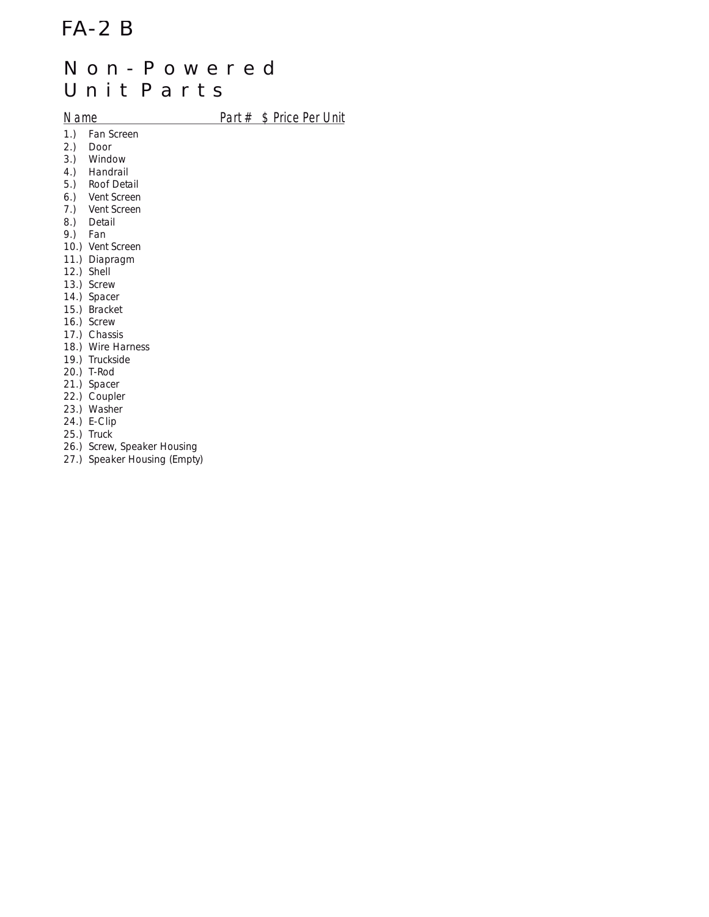# FA-2 B

## Non-Powered Unit Parts

| Name | Part # | $ Price Per Unit |
|---|---|---|
| 1.) Fan Screen | | |
| 2.) Door | | |
| 3.) Window | | |
| 4.) Handrail | | |
| 5.) Roof Detail | | |
| 6.) Vent Screen | | |
| 7.) Vent Screen | | |
| 8.) Detail | | |
| 9.) Fan | | |
| 10.) Vent Screen | | |
| 11.) Diapragm | | |
| 12.) Shell | | |
| 13.) Screw | | |
| 14.) Spacer | | |
| 15.) Bracket | | |
| 16.) Screw | | |
| 17.) Chassis | | |
| 18.) Wire Harness | | |
| 19.) Truckside | | |
| 20.) T-Rod | | |
| 21.) Spacer | | |
| 22.) Coupler | | |
| 23.) Washer | | |
| 24.) E-Clip | | |
| 25.) Truck | | |
| 26.) Screw, Speaker Housing | | |
| 27.) Speaker Housing (Empty) | | |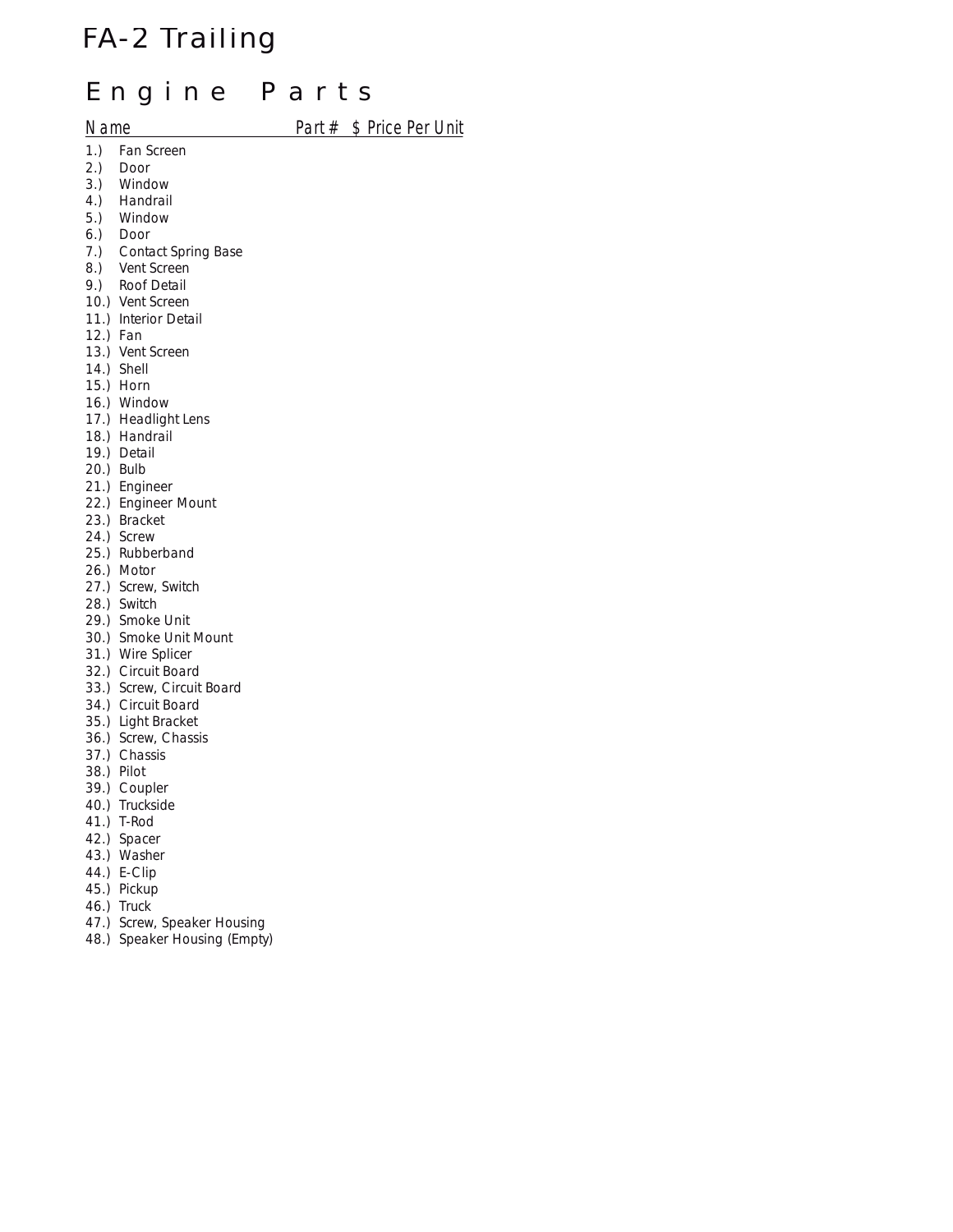# FA-2 Trailing

## Engine Parts

| Name | Part # | $ Price Per Unit |
|---|---|---|
| 1.) Fan Screen | | |
| 2.) Door | | |
| 3.) Window | | |
| 4.) Handrail | | |
| 5.) Window | | |
| 6.) Door | | |
| 7.) Contact Spring Base | | |
| 8.) Vent Screen | | |
| 9.) Roof Detail | | |
| 10.) Vent Screen | | |
| 11.) Interior Detail | | |
| 12.) Fan | | |
| 13.) Vent Screen | | |
| 14.) Shell | | |
| 15.) Horn | | |
| 16.) Window | | |
| 17.) Headlight Lens | | |
| 18.) Handrail | | |
| 19.) Detail | | |
| 20.) Bulb | | |
| 21.) Engineer | | |
| 22.) Engineer Mount | | |
| 23.) Bracket | | |
| 24.) Screw | | |
| 25.) Rubberband | | |
| 26.) Motor | | |
| 27.) Screw, Switch | | |
| 28.) Switch | | |
| 29.) Smoke Unit | | |
| 30.) Smoke Unit Mount | | |
| 31.) Wire Splicer | | |
| 32.) Circuit Board | | |
| 33.) Screw, Circuit Board | | |
| 34.) Circuit Board | | |
| 35.) Light Bracket | | |
| 36.) Screw, Chassis | | |
| 37.) Chassis | | |
| 38.) Pilot | | |
| 39.) Coupler | | |
| 40.) Truckside | | |
| 41.) T-Rod | | |
| 42.) Spacer | | |
| 43.) Washer | | |
| 44.) E-Clip | | |
| 45.) Pickup | | |
| 46.) Truck | | |
| 47.) Screw, Speaker Housing | | |
| 48.) Speaker Housing (Empty) | | |